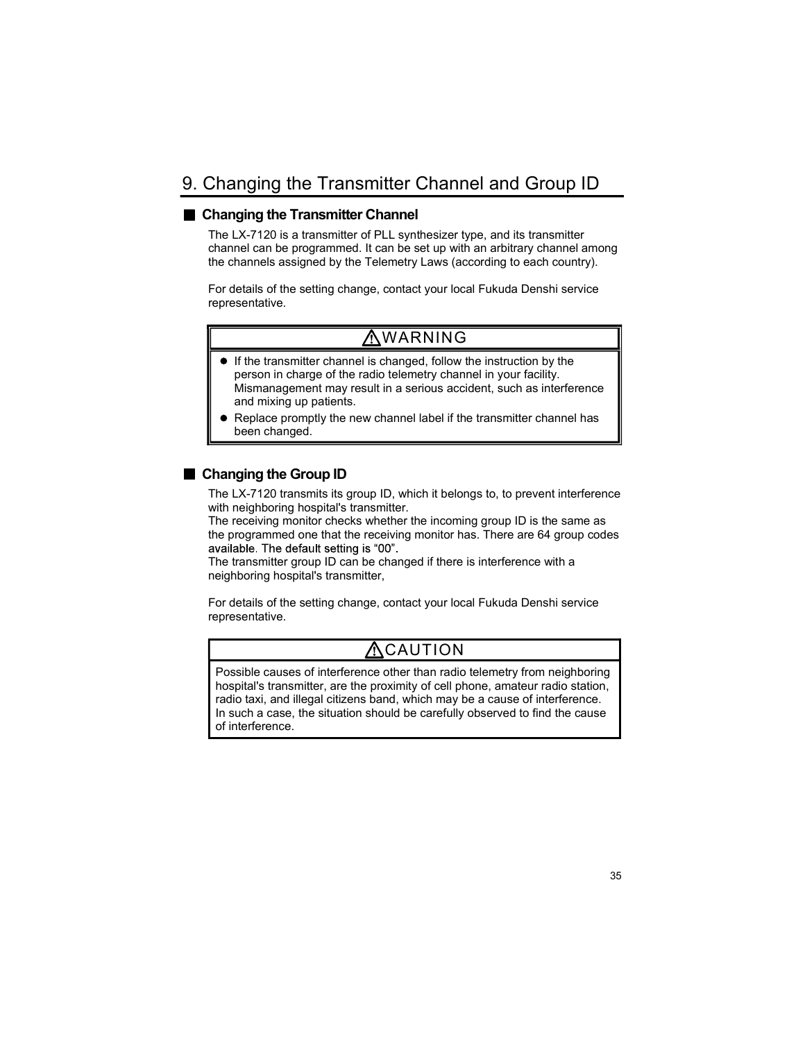# 9. Changing the Transmitter Channel and Group ID

## ■ Changing the Transmitter Channel

The LX-7120 is a transmitter of PLL synthesizer type, and its transmitter channel can be programmed. It can be set up with an arbitrary channel among the channels assigned by the Telemetry Laws (according to each country).

For details of the setting change, contact your local Fukuda Denshi service representative.

> **⚠WARNING**
>
> - If the transmitter channel is changed, follow the instruction by the person in charge of the radio telemetry channel in your facility. Mismanagement may result in a serious accident, such as interference and mixing up patients.
> - Replace promptly the new channel label if the transmitter channel has been changed.

## ■ Changing the Group ID

The LX-7120 transmits its group ID, which it belongs to, to prevent interference with neighboring hospital's transmitter.
The receiving monitor checks whether the incoming group ID is the same as the programmed one that the receiving monitor has. There are 64 group codes available. The default setting is "00".
The transmitter group ID can be changed if there is interference with a neighboring hospital's transmitter,

For details of the setting change, contact your local Fukuda Denshi service representative.

> **⚠CAUTION**
>
> Possible causes of interference other than radio telemetry from neighboring hospital's transmitter, are the proximity of cell phone, amateur radio station, radio taxi, and illegal citizens band, which may be a cause of interference. In such a case, the situation should be carefully observed to find the cause of interference.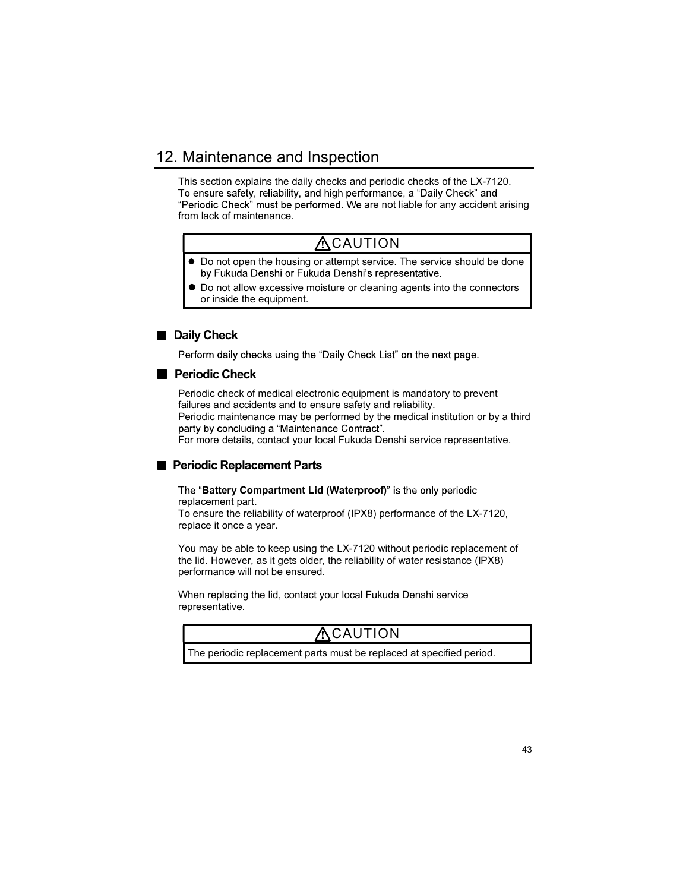# 12. Maintenance and Inspection

This section explains the daily checks and periodic checks of the LX-7120.
To ensure safety, reliability, and high performance, a “Daily Check” and “Periodic Check” must be performed. We are not liable for any accident arising from lack of maintenance.

| ⚠CAUTION |
| --- |
| ● Do not open the housing or attempt service. The service should be done by Fukuda Denshi or Fukuda Denshi’s representative.<br>● Do not allow excessive moisture or cleaning agents into the connectors or inside the equipment. |

## ■ Daily Check

Perform daily checks using the “Daily Check List” on the next page.

## ■ Periodic Check

Periodic check of medical electronic equipment is mandatory to prevent failures and accidents and to ensure safety and reliability.
Periodic maintenance may be performed by the medical institution or by a third party by concluding a “Maintenance Contract”.
For more details, contact your local Fukuda Denshi service representative.

## ■ Periodic Replacement Parts

The “**Battery Compartment Lid (Waterproof)**” is the only periodic replacement part.
To ensure the reliability of waterproof (IPX8) performance of the LX-7120, replace it once a year.

You may be able to keep using the LX-7120 without periodic replacement of the lid. However, as it gets older, the reliability of water resistance (IPX8) performance will not be ensured.

When replacing the lid, contact your local Fukuda Denshi service representative.

| ⚠CAUTION |
| --- |
| The periodic replacement parts must be replaced at specified period. |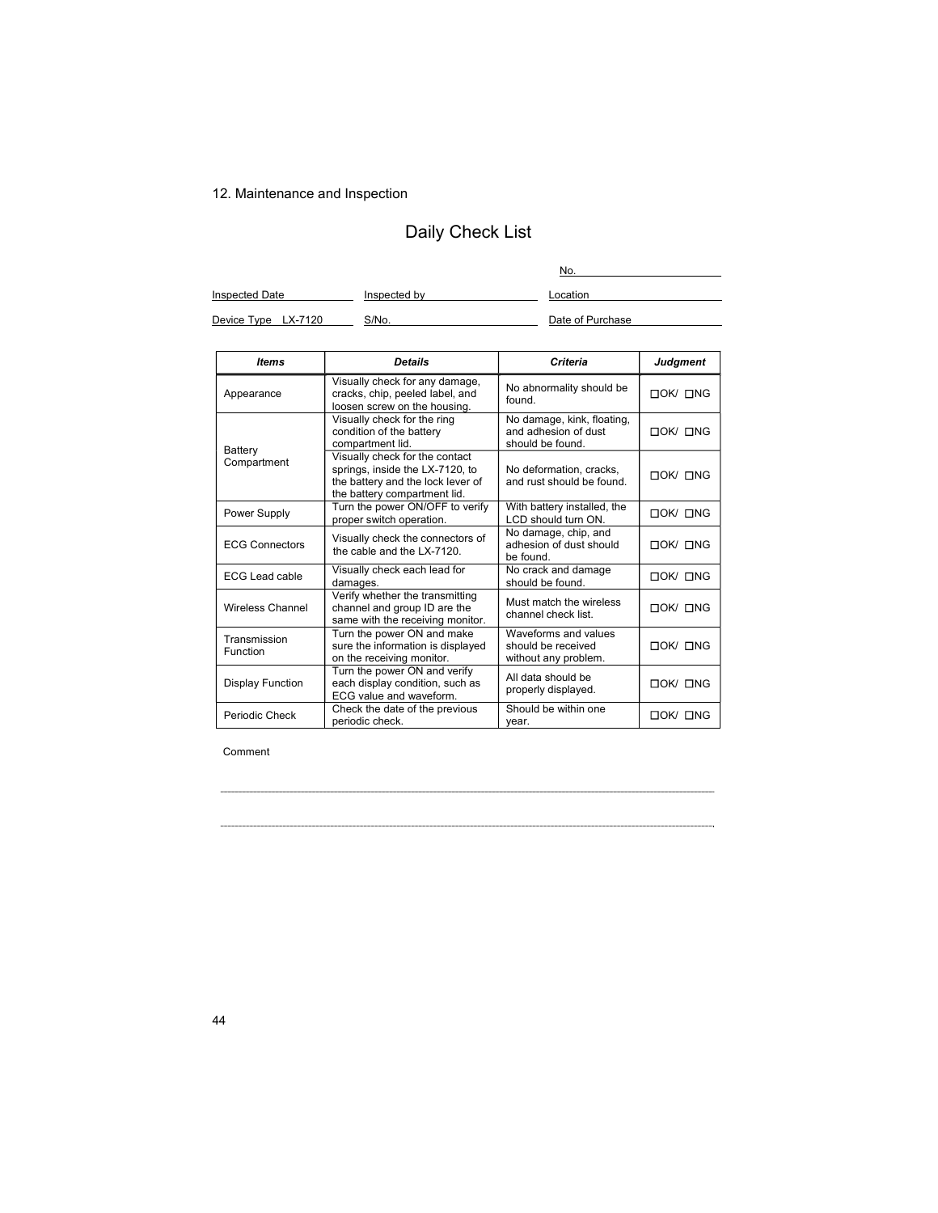12. Maintenance and Inspection

# Daily Check List

No. ______________________

Inspected Date __________ Inspected by __________________ Location ______________________

Device Type LX-7120 S/No. __________________ Date of Purchase ______________________

| ***Items*** | ***Details*** | ***Criteria*** | ***Judgment*** |
|---|---|---|---|
| Appearance | Visually check for any damage, cracks, chip, peeled label, and loosen screw on the housing. | No abnormality should be found. | ☐OK/ ☐NG |
| Battery Compartment | Visually check for the ring condition of the battery compartment lid. | No damage, kink, floating, and adhesion of dust should be found. | ☐OK/ ☐NG |
| | Visually check for the contact springs, inside the LX-7120, to the battery and the lock lever of the battery compartment lid. | No deformation, cracks, and rust should be found. | ☐OK/ ☐NG |
| Power Supply | Turn the power ON/OFF to verify proper switch operation. | With battery installed, the LCD should turn ON. | ☐OK/ ☐NG |
| ECG Connectors | Visually check the connectors of the cable and the LX-7120. | No damage, chip, and adhesion of dust should be found. | ☐OK/ ☐NG |
| ECG Lead cable | Visually check each lead for damages. | No crack and damage should be found. | ☐OK/ ☐NG |
| Wireless Channel | Verify whether the transmitting channel and group ID are the same with the receiving monitor. | Must match the wireless channel check list. | ☐OK/ ☐NG |
| Transmission Function | Turn the power ON and make sure the information is displayed on the receiving monitor. | Waveforms and values should be received without any problem. | ☐OK/ ☐NG |
| Display Function | Turn the power ON and verify each display condition, such as ECG value and waveform. | All data should be properly displayed. | ☐OK/ ☐NG |
| Periodic Check | Check the date of the previous periodic check. | Should be within one year. | ☐OK/ ☐NG |

Comment

------------------------------------------------------------------------------------------------------------

------------------------------------------------------------------------------------------------------------